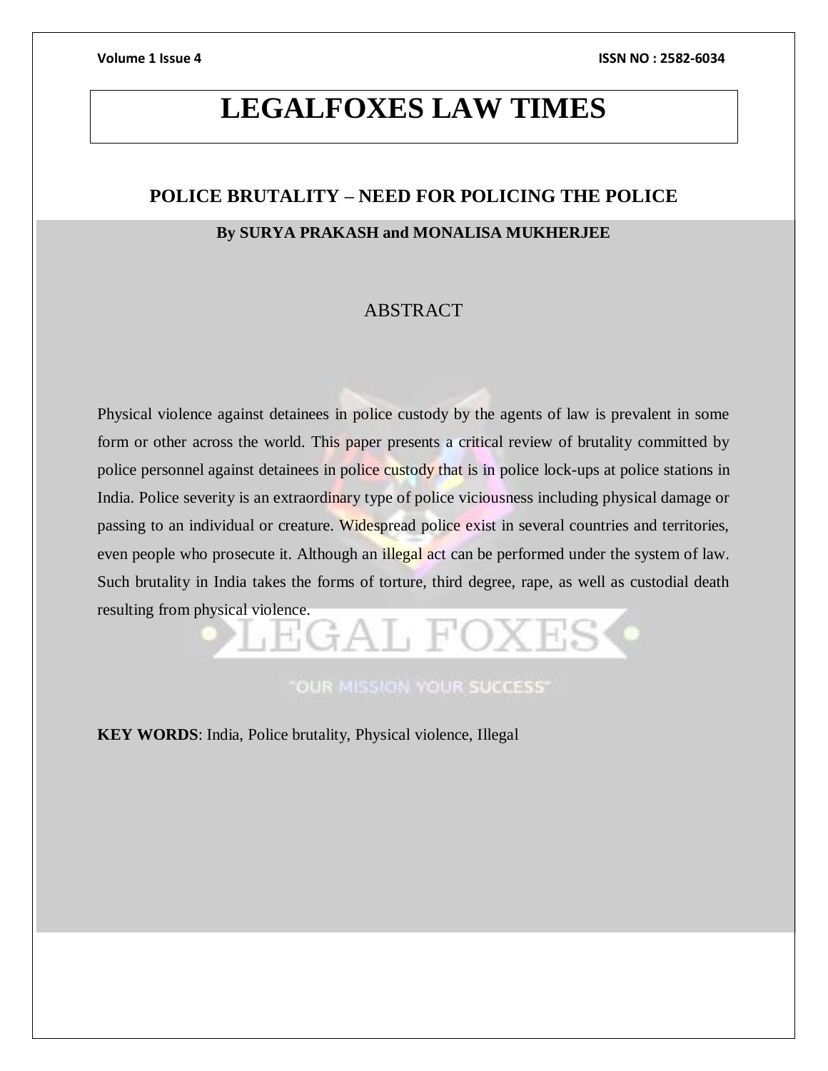# LEGALFOXES LAW TIMES

## POLICE BRUTALITY – NEED FOR POLICING THE POLICE

**By SURYA PRAKASH and MONALISA MUKHERJEE**

### ABSTRACT

Physical violence against detainees in police custody by the agents of law is prevalent in some form or other across the world. This paper presents a critical review of brutality committed by police personnel against detainees in police custody that is in police lock-ups at police stations in India. Police severity is an extraordinary type of police viciousness including physical damage or passing to an individual or creature. Widespread police exist in several countries and territories, even people who prosecute it. Although an illegal act can be performed under the system of law. Such brutality in India takes the forms of torture, third degree, rape, as well as custodial death resulting from physical violence.

**KEY WORDS**: India, Police brutality, Physical violence, Illegal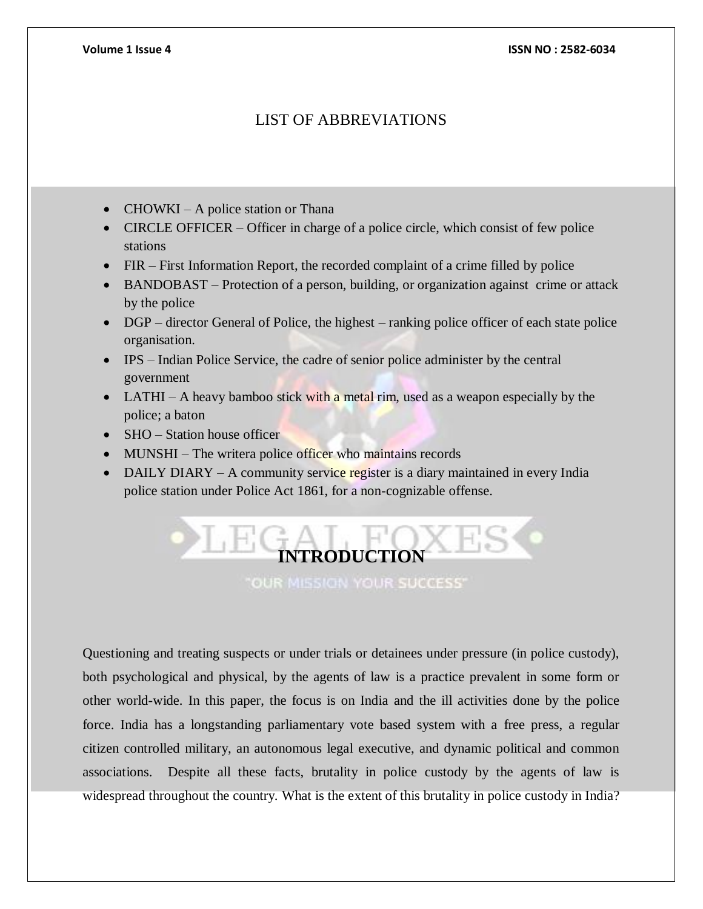## LIST OF ABBREVIATIONS

- CHOWKI – A police station or Thana
- CIRCLE OFFICER – Officer in charge of a police circle, which consist of few police stations
- FIR – First Information Report, the recorded complaint of a crime filled by police
- BANDOBAST – Protection of a person, building, or organization against crime or attack by the police
- DGP – director General of Police, the highest – ranking police officer of each state police organisation.
- IPS – Indian Police Service, the cadre of senior police administer by the central government
- LATHI – A heavy bamboo stick with a metal rim, used as a weapon especially by the police; a baton
- SHO – Station house officer
- MUNSHI – The writera police officer who maintains records
- DAILY DIARY – A community service register is a diary maintained in every India police station under Police Act 1861, for a non-cognizable offense.

## INTRODUCTION

Questioning and treating suspects or under trials or detainees under pressure (in police custody), both psychological and physical, by the agents of law is a practice prevalent in some form or other world-wide. In this paper, the focus is on India and the ill activities done by the police force. India has a longstanding parliamentary vote based system with a free press, a regular citizen controlled military, an autonomous legal executive, and dynamic political and common associations. Despite all these facts, brutality in police custody by the agents of law is widespread throughout the country. What is the extent of this brutality in police custody in India?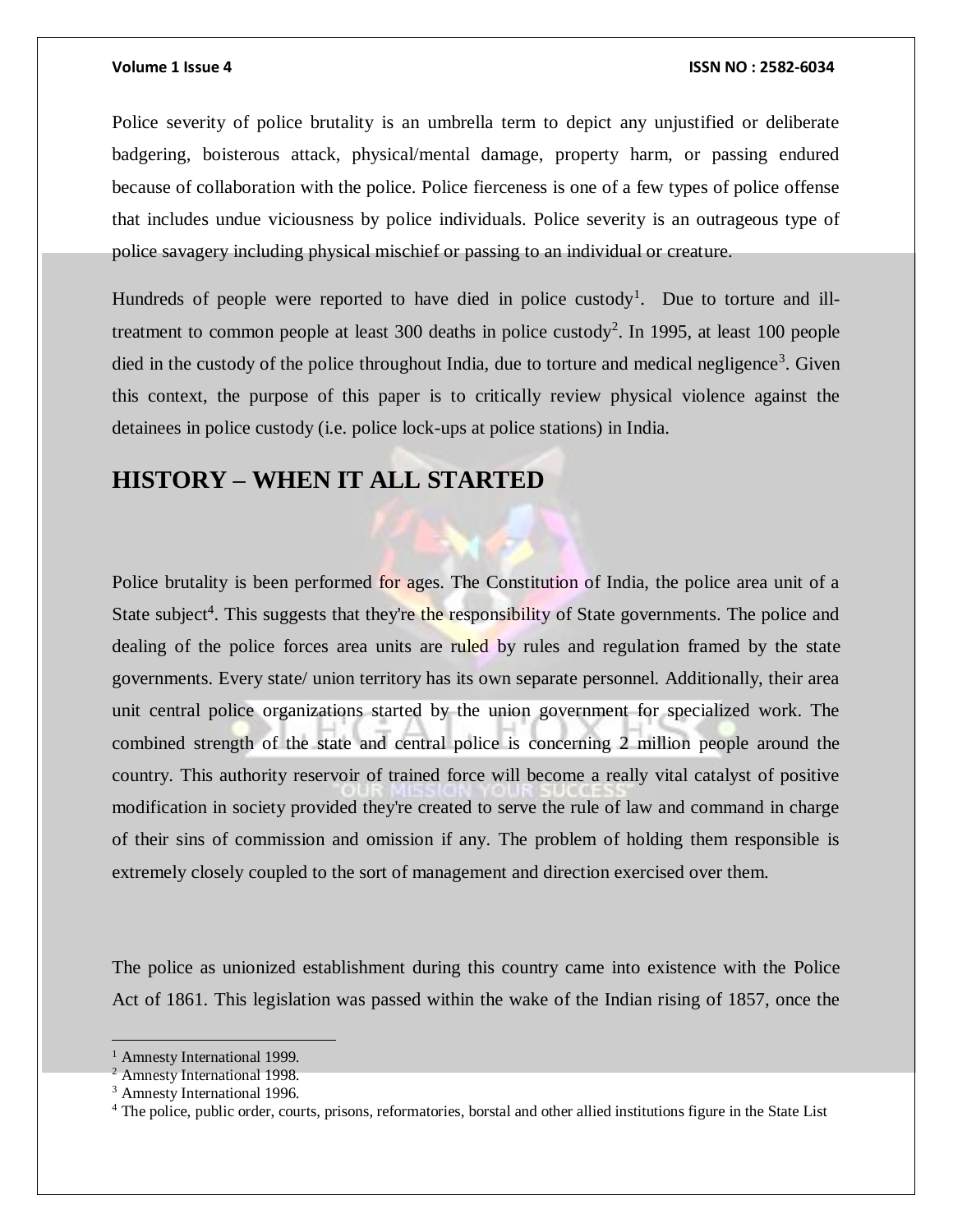Police severity of police brutality is an umbrella term to depict any unjustified or deliberate badgering, boisterous attack, physical/mental damage, property harm, or passing endured because of collaboration with the police. Police fierceness is one of a few types of police offense that includes undue viciousness by police individuals. Police severity is an outrageous type of police savagery including physical mischief or passing to an individual or creature.

Hundreds of people were reported to have died in police custody[1]. Due to torture and ill-treatment to common people at least 300 deaths in police custody[2]. In 1995, at least 100 people died in the custody of the police throughout India, due to torture and medical negligence[3]. Given this context, the purpose of this paper is to critically review physical violence against the detainees in police custody (i.e. police lock-ups at police stations) in India.

## HISTORY – WHEN IT ALL STARTED

Police brutality is been performed for ages. The Constitution of India, the police area unit of a State subject[4]. This suggests that they're the responsibility of State governments. The police and dealing of the police forces area units are ruled by rules and regulation framed by the state governments. Every state/ union territory has its own separate personnel. Additionally, their area unit central police organizations started by the union government for specialized work. The combined strength of the state and central police is concerning 2 million people around the country. This authority reservoir of trained force will become a really vital catalyst of positive modification in society provided they're created to serve the rule of law and command in charge of their sins of commission and omission if any. The problem of holding them responsible is extremely closely coupled to the sort of management and direction exercised over them.

The police as unionized establishment during this country came into existence with the Police Act of 1861. This legislation was passed within the wake of the Indian rising of 1857, once the

---

[1] Amnesty International 1999.

[2] Amnesty International 1998.

[3] Amnesty International 1996.

[4] The police, public order, courts, prisons, reformatories, borstal and other allied institutions figure in the State List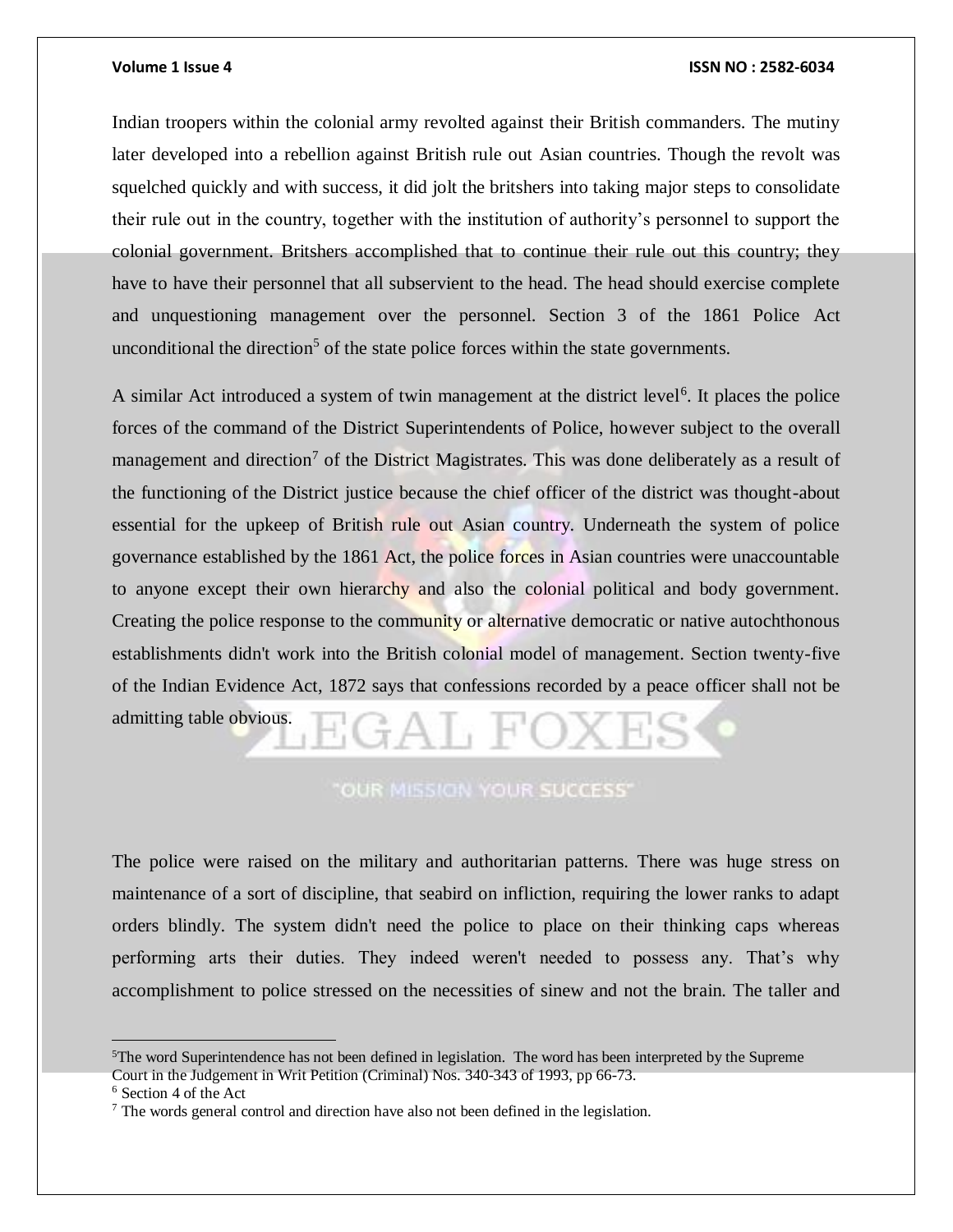Indian troopers within the colonial army revolted against their British commanders. The mutiny later developed into a rebellion against British rule out Asian countries. Though the revolt was squelched quickly and with success, it did jolt the britshers into taking major steps to consolidate their rule out in the country, together with the institution of authority's personnel to support the colonial government. Britshers accomplished that to continue their rule out this country; they have to have their personnel that all subservient to the head. The head should exercise complete and unquestioning management over the personnel. Section 3 of the 1861 Police Act unconditional the direction[5] of the state police forces within the state governments.

A similar Act introduced a system of twin management at the district level[6]. It places the police forces of the command of the District Superintendents of Police, however subject to the overall management and direction[7] of the District Magistrates. This was done deliberately as a result of the functioning of the District justice because the chief officer of the district was thought-about essential for the upkeep of British rule out Asian country. Underneath the system of police governance established by the 1861 Act, the police forces in Asian countries were unaccountable to anyone except their own hierarchy and also the colonial political and body government. Creating the police response to the community or alternative democratic or native autochthonous establishments didn't work into the British colonial model of management. Section twenty-five of the Indian Evidence Act, 1872 says that confessions recorded by a peace officer shall not be admitting table obvious.

The police were raised on the military and authoritarian patterns. There was huge stress on maintenance of a sort of discipline, that seabird on infliction, requiring the lower ranks to adapt orders blindly. The system didn't need the police to place on their thinking caps whereas performing arts their duties. They indeed weren't needed to possess any. That's why accomplishment to police stressed on the necessities of sinew and not the brain. The taller and

---

[5] The word Superintendence has not been defined in legislation. The word has been interpreted by the Supreme Court in the Judgement in Writ Petition (Criminal) Nos. 340-343 of 1993, pp 66-73.

[6] Section 4 of the Act

[7] The words general control and direction have also not been defined in the legislation.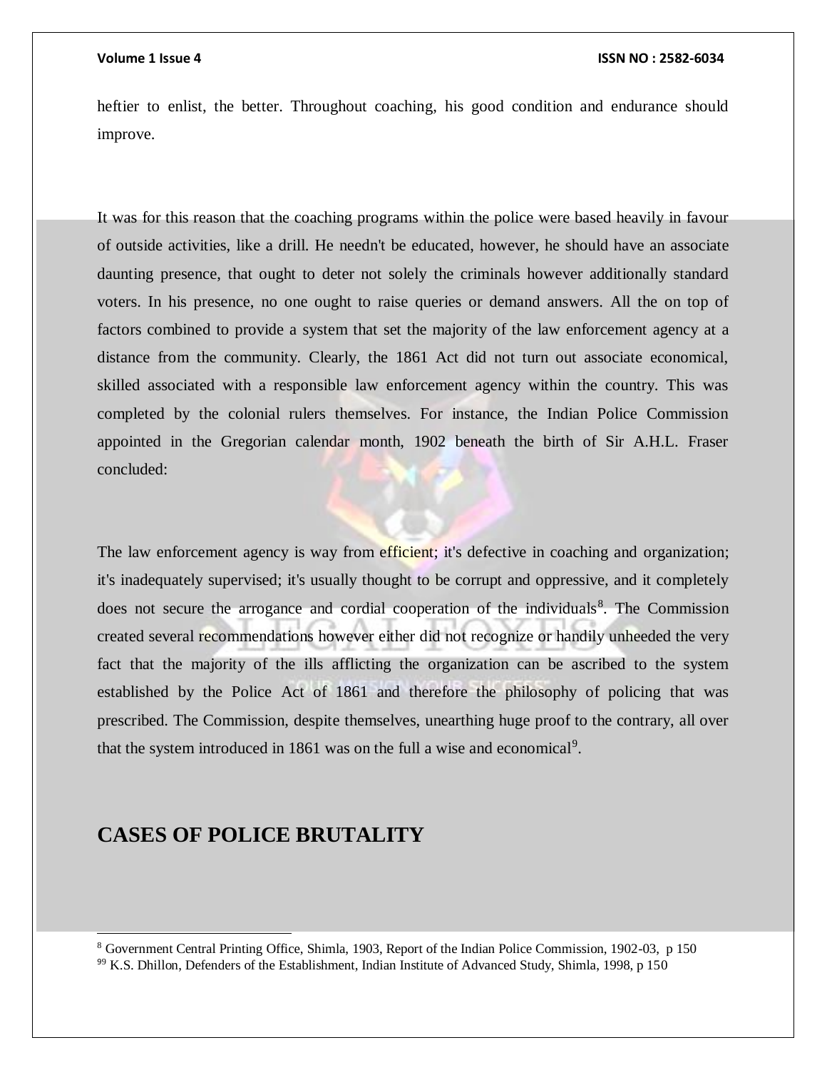heftier to enlist, the better. Throughout coaching, his good condition and endurance should improve.

It was for this reason that the coaching programs within the police were based heavily in favour of outside activities, like a drill. He needn't be educated, however, he should have an associate daunting presence, that ought to deter not solely the criminals however additionally standard voters. In his presence, no one ought to raise queries or demand answers. All the on top of factors combined to provide a system that set the majority of the law enforcement agency at a distance from the community. Clearly, the 1861 Act did not turn out associate economical, skilled associated with a responsible law enforcement agency within the country. This was completed by the colonial rulers themselves. For instance, the Indian Police Commission appointed in the Gregorian calendar month, 1902 beneath the birth of Sir A.H.L. Fraser concluded:

The law enforcement agency is way from efficient; it's defective in coaching and organization; it's inadequately supervised; it's usually thought to be corrupt and oppressive, and it completely does not secure the arrogance and cordial cooperation of the individuals[8]. The Commission created several recommendations however either did not recognize or handily unheeded the very fact that the majority of the ills afflicting the organization can be ascribed to the system established by the Police Act of 1861 and therefore the philosophy of policing that was prescribed. The Commission, despite themselves, unearthing huge proof to the contrary, all over that the system introduced in 1861 was on the full a wise and economical[9].

## CASES OF POLICE BRUTALITY

---

[8] Government Central Printing Office, Shimla, 1903, Report of the Indian Police Commission, 1902-03, p 150

[99] K.S. Dhillon, Defenders of the Establishment, Indian Institute of Advanced Study, Shimla, 1998, p 150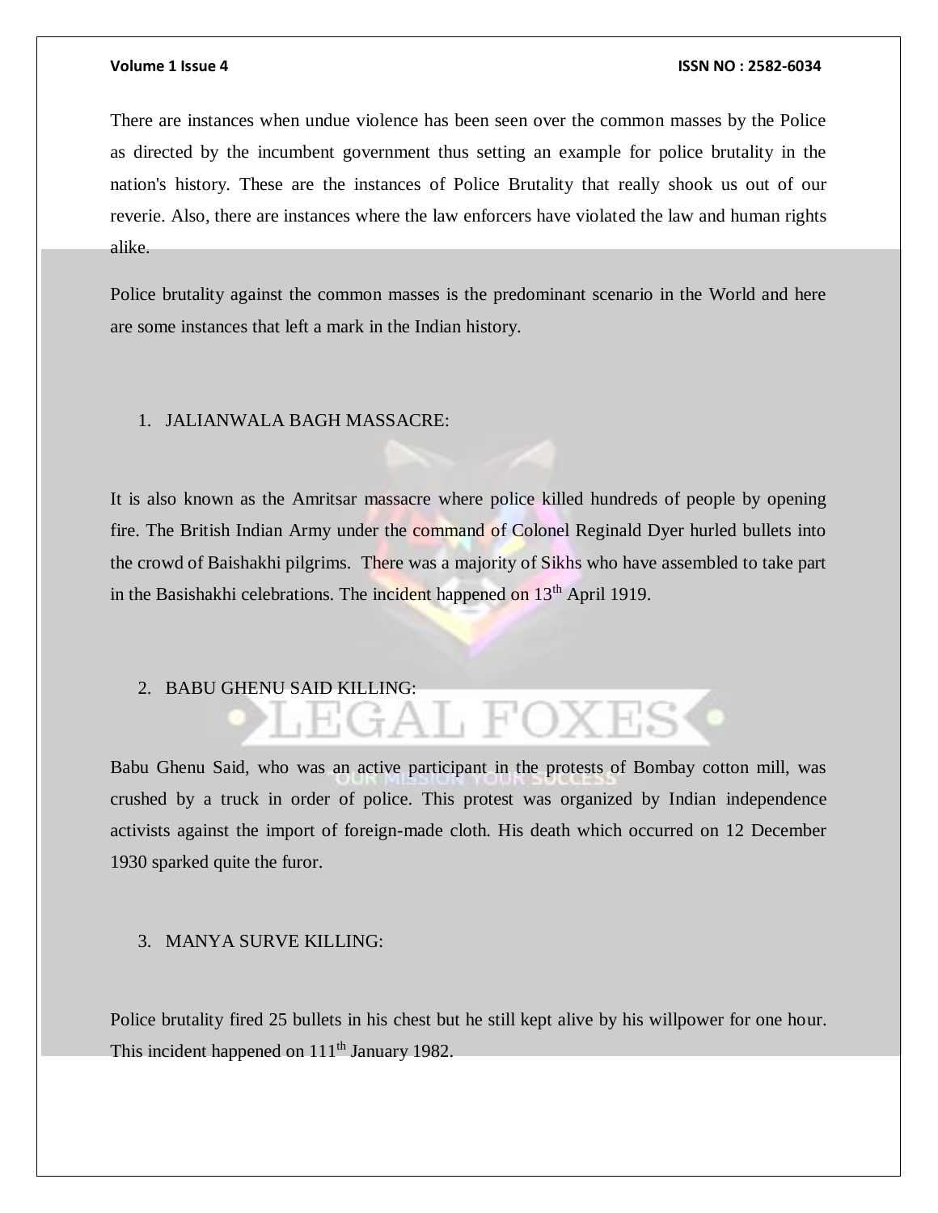There are instances when undue violence has been seen over the common masses by the Police as directed by the incumbent government thus setting an example for police brutality in the nation's history. These are the instances of Police Brutality that really shook us out of our reverie. Also, there are instances where the law enforcers have violated the law and human rights alike.

Police brutality against the common masses is the predominant scenario in the World and here are some instances that left a mark in the Indian history.

1. JALIANWALA BAGH MASSACRE:

It is also known as the Amritsar massacre where police killed hundreds of people by opening fire. The British Indian Army under the command of Colonel Reginald Dyer hurled bullets into the crowd of Baishakhi pilgrims. There was a majority of Sikhs who have assembled to take part in the Basishakhi celebrations. The incident happened on 13th April 1919.

2. BABU GHENU SAID KILLING:

Babu Ghenu Said, who was an active participant in the protests of Bombay cotton mill, was crushed by a truck in order of police. This protest was organized by Indian independence activists against the import of foreign-made cloth. His death which occurred on 12 December 1930 sparked quite the furor.

3. MANYA SURVE KILLING:

Police brutality fired 25 bullets in his chest but he still kept alive by his willpower for one hour. This incident happened on 111th January 1982.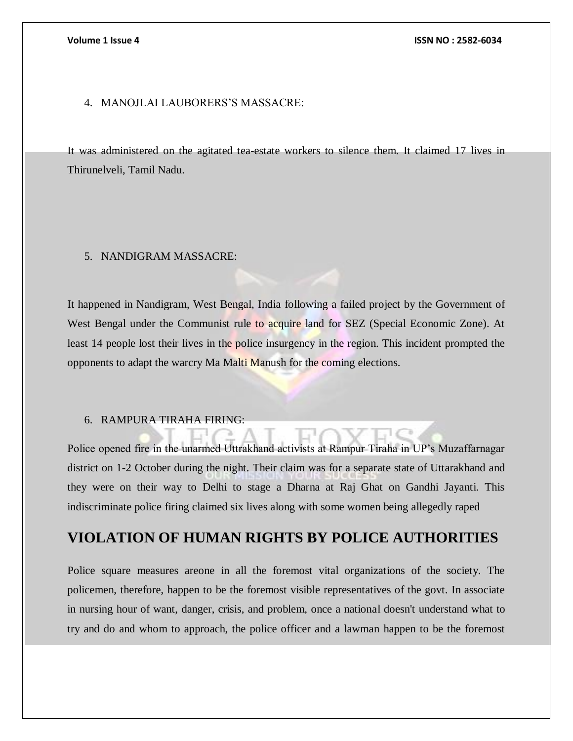4. MANOJLAI LAUBORERS'S MASSACRE:

It was administered on the agitated tea-estate workers to silence them. It claimed 17 lives in Thirunelveli, Tamil Nadu.

5. NANDIGRAM MASSACRE:

It happened in Nandigram, West Bengal, India following a failed project by the Government of West Bengal under the Communist rule to acquire land for SEZ (Special Economic Zone). At least 14 people lost their lives in the police insurgency in the region. This incident prompted the opponents to adapt the warcry Ma Malti Manush for the coming elections.

6. RAMPURA TIRAHA FIRING:

Police opened fire in the unarmed Uttrakhand activists at Rampur Tiraha in UP's Muzaffarnagar district on 1-2 October during the night. Their claim was for a separate state of Uttarakhand and they were on their way to Delhi to stage a Dharna at Raj Ghat on Gandhi Jayanti. This indiscriminate police firing claimed six lives along with some women being allegedly raped

## VIOLATION OF HUMAN RIGHTS BY POLICE AUTHORITIES

Police square measures areone in all the foremost vital organizations of the society. The policemen, therefore, happen to be the foremost visible representatives of the govt. In associate in nursing hour of want, danger, crisis, and problem, once a national doesn't understand what to try and do and whom to approach, the police officer and a lawman happen to be the foremost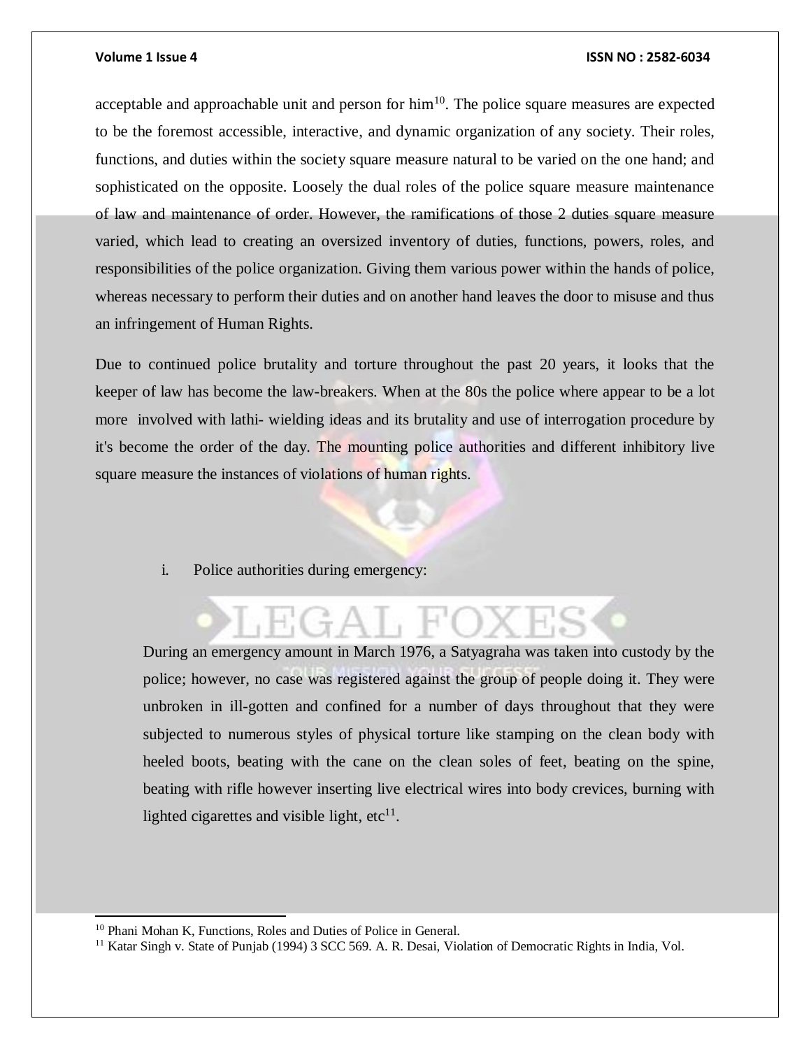acceptable and approachable unit and person for him[10]. The police square measures are expected to be the foremost accessible, interactive, and dynamic organization of any society. Their roles, functions, and duties within the society square measure natural to be varied on the one hand; and sophisticated on the opposite. Loosely the dual roles of the police square measure maintenance of law and maintenance of order. However, the ramifications of those 2 duties square measure varied, which lead to creating an oversized inventory of duties, functions, powers, roles, and responsibilities of the police organization. Giving them various power within the hands of police, whereas necessary to perform their duties and on another hand leaves the door to misuse and thus an infringement of Human Rights.

Due to continued police brutality and torture throughout the past 20 years, it looks that the keeper of law has become the law-breakers. When at the 80s the police where appear to be a lot more involved with lathi- wielding ideas and its brutality and use of interrogation procedure by it's become the order of the day. The mounting police authorities and different inhibitory live square measure the instances of violations of human rights.

i. Police authorities during emergency:

During an emergency amount in March 1976, a Satyagraha was taken into custody by the police; however, no case was registered against the group of people doing it. They were unbroken in ill-gotten and confined for a number of days throughout that they were subjected to numerous styles of physical torture like stamping on the clean body with heeled boots, beating with the cane on the clean soles of feet, beating on the spine, beating with rifle however inserting live electrical wires into body crevices, burning with lighted cigarettes and visible light, etc[11].

---

[10] Phani Mohan K, Functions, Roles and Duties of Police in General.

[11] Katar Singh v. State of Punjab (1994) 3 SCC 569. A. R. Desai, Violation of Democratic Rights in India, Vol.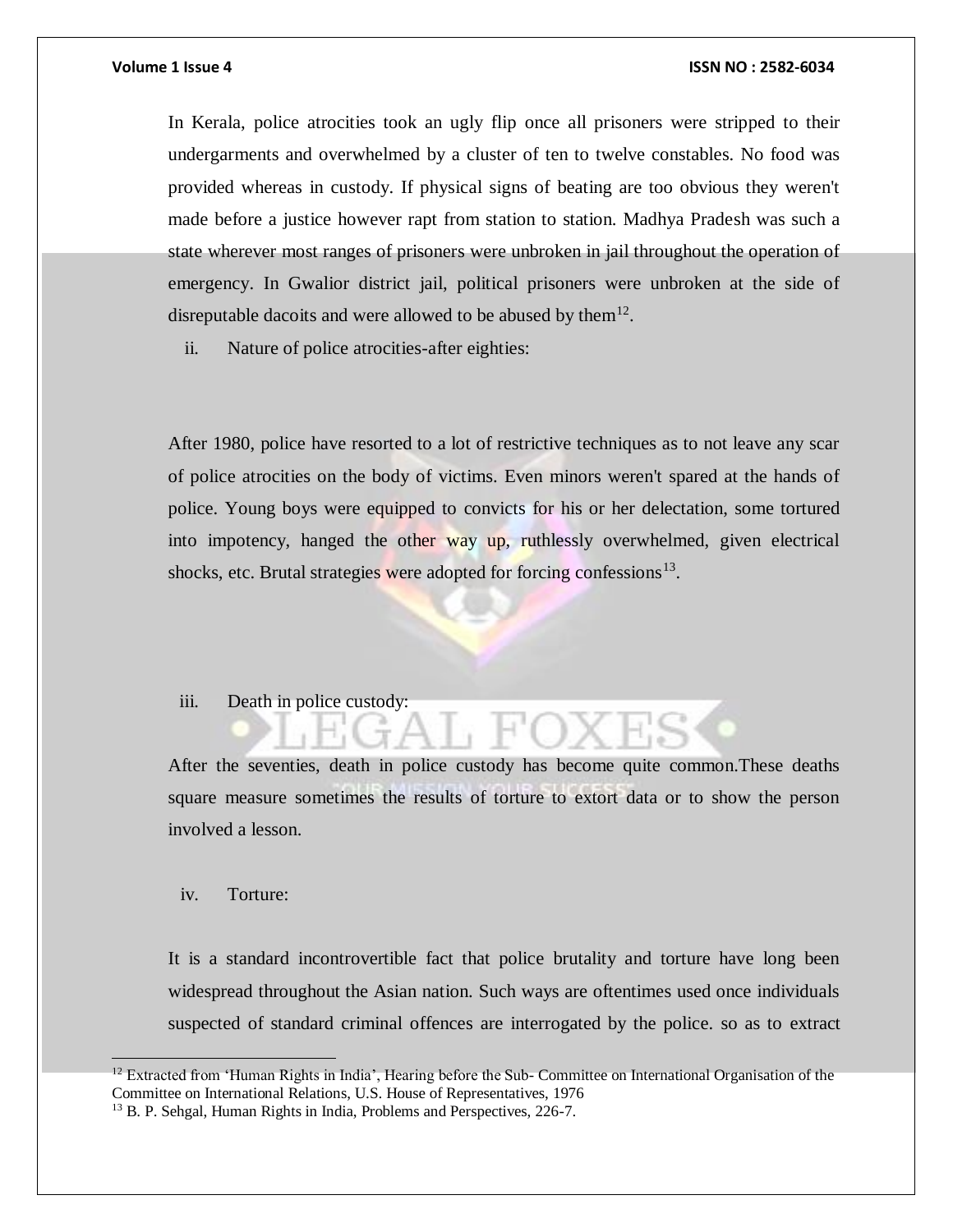In Kerala, police atrocities took an ugly flip once all prisoners were stripped to their undergarments and overwhelmed by a cluster of ten to twelve constables. No food was provided whereas in custody. If physical signs of beating are too obvious they weren't made before a justice however rapt from station to station. Madhya Pradesh was such a state wherever most ranges of prisoners were unbroken in jail throughout the operation of emergency. In Gwalior district jail, political prisoners were unbroken at the side of disreputable dacoits and were allowed to be abused by them[12].

ii. Nature of police atrocities-after eighties:

After 1980, police have resorted to a lot of restrictive techniques as to not leave any scar of police atrocities on the body of victims. Even minors weren't spared at the hands of police. Young boys were equipped to convicts for his or her delectation, some tortured into impotency, hanged the other way up, ruthlessly overwhelmed, given electrical shocks, etc. Brutal strategies were adopted for forcing confessions[13].

iii. Death in police custody:

After the seventies, death in police custody has become quite common.These deaths square measure sometimes the results of torture to extort data or to show the person involved a lesson.

iv. Torture:

It is a standard incontrovertible fact that police brutality and torture have long been widespread throughout the Asian nation. Such ways are oftentimes used once individuals suspected of standard criminal offences are interrogated by the police. so as to extract

---

[12] Extracted from 'Human Rights in India', Hearing before the Sub- Committee on International Organisation of the Committee on International Relations, U.S. House of Representatives, 1976

[13] B. P. Sehgal, Human Rights in India, Problems and Perspectives, 226-7.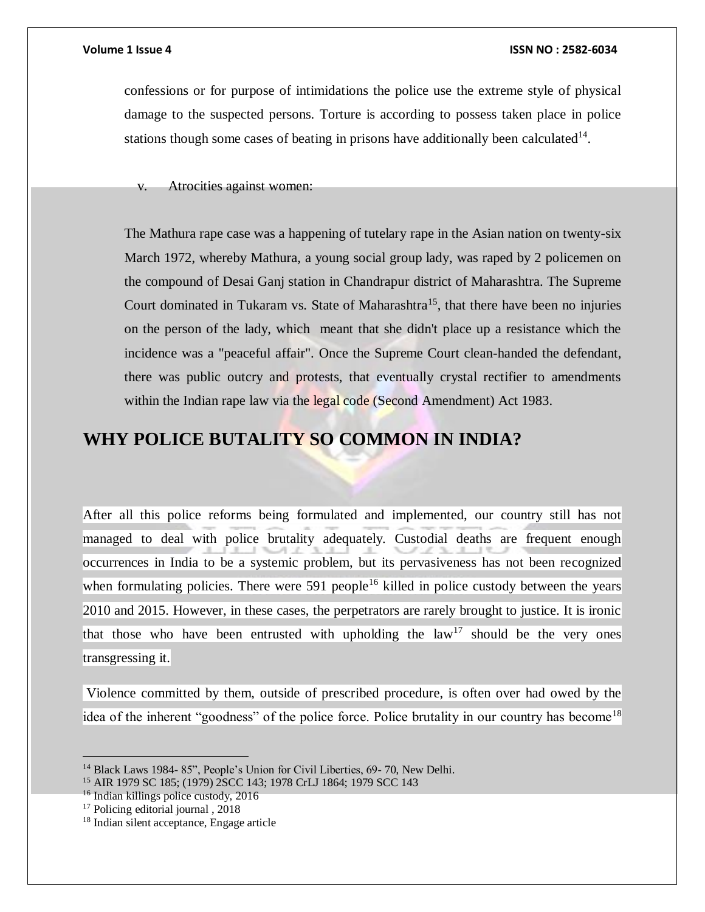confessions or for purpose of intimidations the police use the extreme style of physical damage to the suspected persons. Torture is according to possess taken place in police stations though some cases of beating in prisons have additionally been calculated[14].

v. Atrocities against women:

The Mathura rape case was a happening of tutelary rape in the Asian nation on twenty-six March 1972, whereby Mathura, a young social group lady, was raped by 2 policemen on the compound of Desai Ganj station in Chandrapur district of Maharashtra. The Supreme Court dominated in Tukaram vs. State of Maharashtra[15], that there have been no injuries on the person of the lady, which meant that she didn't place up a resistance which the incidence was a "peaceful affair". Once the Supreme Court clean-handed the defendant, there was public outcry and protests, that eventually crystal rectifier to amendments within the Indian rape law via the legal code (Second Amendment) Act 1983.

## WHY POLICE BUTALITY SO COMMON IN INDIA?

After all this police reforms being formulated and implemented, our country still has not managed to deal with police brutality adequately. Custodial deaths are frequent enough occurrences in India to be a systemic problem, but its pervasiveness has not been recognized when formulating policies. There were 591 people[16] killed in police custody between the years 2010 and 2015. However, in these cases, the perpetrators are rarely brought to justice. It is ironic that those who have been entrusted with upholding the law[17] should be the very ones transgressing it.

Violence committed by them, outside of prescribed procedure, is often over had owed by the idea of the inherent "goodness" of the police force. Police brutality in our country has become[18]

---

[14] Black Laws 1984- 85", People's Union for Civil Liberties, 69- 70, New Delhi.

[15] AIR 1979 SC 185; (1979) 2SCC 143; 1978 CrLJ 1864; 1979 SCC 143

[16] Indian killings police custody, 2016

[17] Policing editorial journal , 2018

[18] Indian silent acceptance, Engage article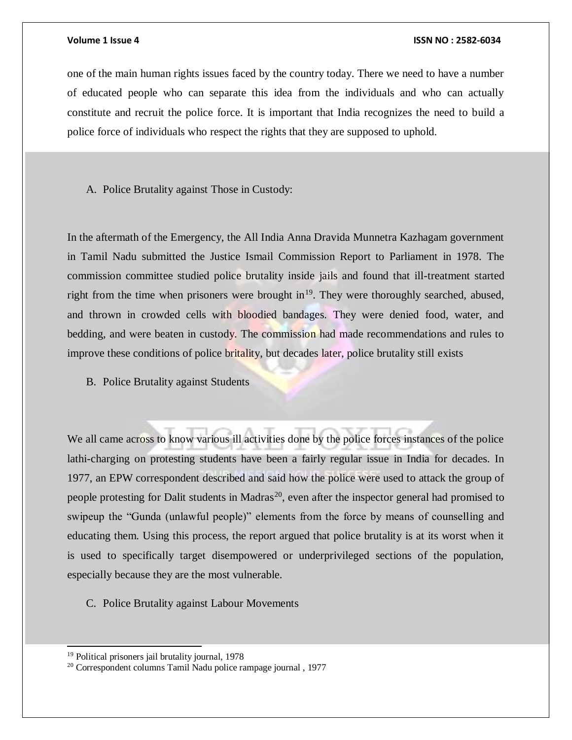one of the main human rights issues faced by the country today. There we need to have a number of educated people who can separate this idea from the individuals and who can actually constitute and recruit the police force. It is important that India recognizes the need to build a police force of individuals who respect the rights that they are supposed to uphold.

A. Police Brutality against Those in Custody:

In the aftermath of the Emergency, the All India Anna Dravida Munnetra Kazhagam government in Tamil Nadu submitted the Justice Ismail Commission Report to Parliament in 1978. The commission committee studied police brutality inside jails and found that ill-treatment started right from the time when prisoners were brought in[19]. They were thoroughly searched, abused, and thrown in crowded cells with bloodied bandages. They were denied food, water, and bedding, and were beaten in custody. The commission had made recommendations and rules to improve these conditions of police britality, but decades later, police brutality still exists

B. Police Brutality against Students

We all came across to know various ill activities done by the police forces instances of the police lathi-charging on protesting students have been a fairly regular issue in India for decades. In 1977, an EPW correspondent described and said how the police were used to attack the group of people protesting for Dalit students in Madras[20], even after the inspector general had promised to swipeup the "Gunda (unlawful people)" elements from the force by means of counselling and educating them. Using this process, the report argued that police brutality is at its worst when it is used to specifically target disempowered or underprivileged sections of the population, especially because they are the most vulnerable.

C. Police Brutality against Labour Movements

[19] Political prisoners jail brutality journal, 1978

[20] Correspondent columns Tamil Nadu police rampage journal , 1977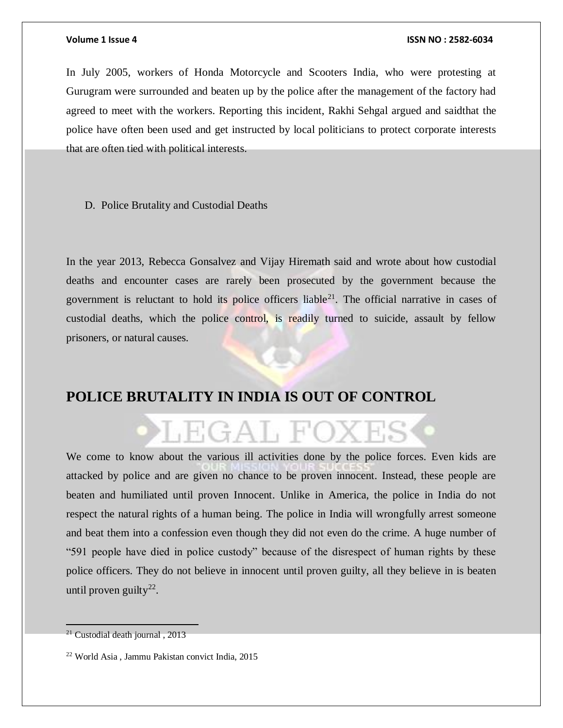In July 2005, workers of Honda Motorcycle and Scooters India, who were protesting at Gurugram were surrounded and beaten up by the police after the management of the factory had agreed to meet with the workers. Reporting this incident, Rakhi Sehgal argued and saidthat the police have often been used and get instructed by local politicians to protect corporate interests that are often tied with political interests.

D. Police Brutality and Custodial Deaths

In the year 2013, Rebecca Gonsalvez and Vijay Hiremath said and wrote about how custodial deaths and encounter cases are rarely been prosecuted by the government because the government is reluctant to hold its police officers liable[21]. The official narrative in cases of custodial deaths, which the police control, is readily turned to suicide, assault by fellow prisoners, or natural causes.

## POLICE BRUTALITY IN INDIA IS OUT OF CONTROL

We come to know about the various ill activities done by the police forces. Even kids are attacked by police and are given no chance to be proven innocent. Instead, these people are beaten and humiliated until proven Innocent. Unlike in America, the police in India do not respect the natural rights of a human being. The police in India will wrongfully arrest someone and beat them into a confession even though they did not even do the crime. A huge number of "591 people have died in police custody" because of the disrespect of human rights by these police officers. They do not believe in innocent until proven guilty, all they believe in is beaten until proven guilty[22].

---

[21] Custodial death journal , 2013

[22] World Asia , Jammu Pakistan convict India, 2015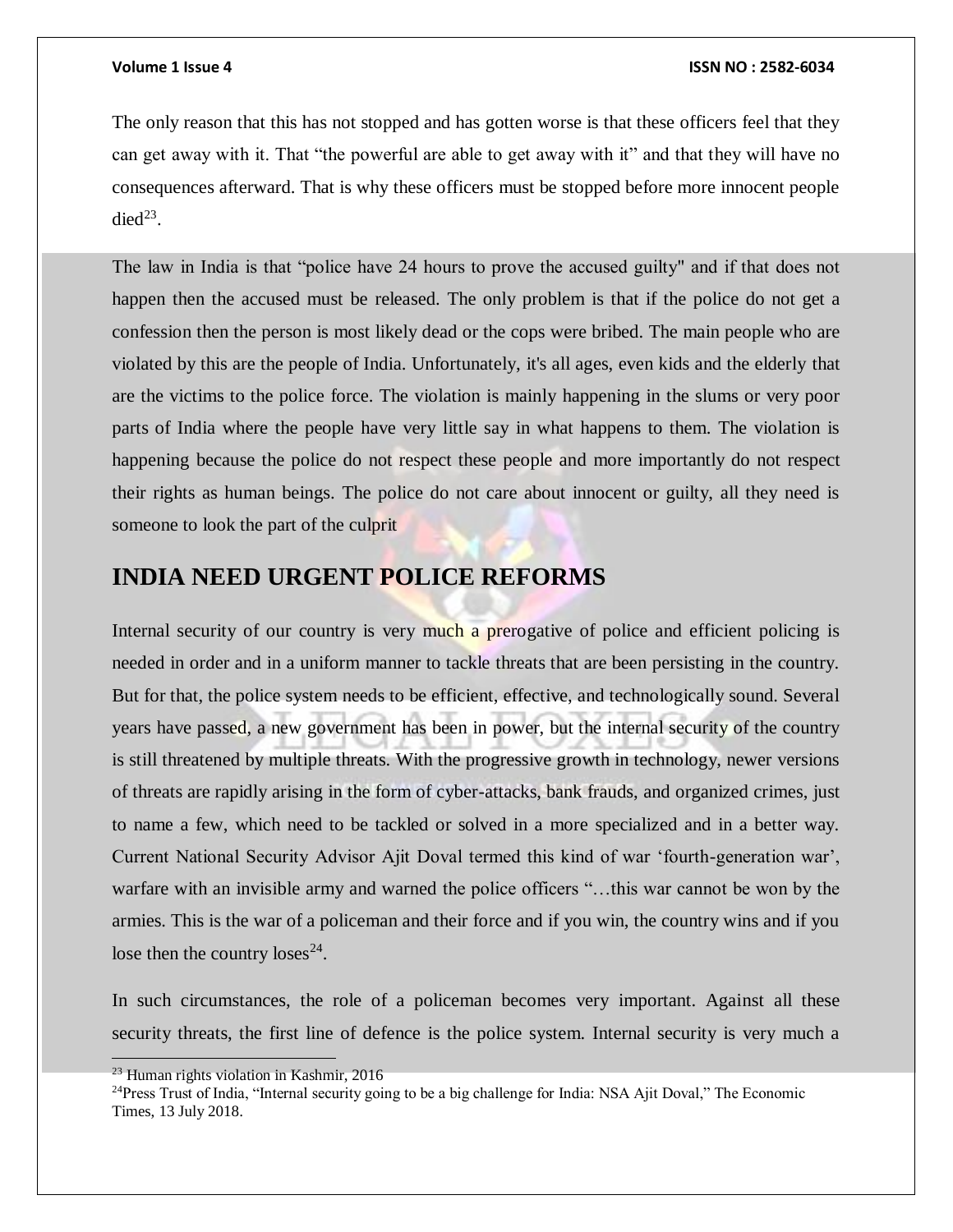The only reason that this has not stopped and has gotten worse is that these officers feel that they can get away with it. That "the powerful are able to get away with it" and that they will have no consequences afterward. That is why these officers must be stopped before more innocent people died[23].

The law in India is that "police have 24 hours to prove the accused guilty" and if that does not happen then the accused must be released. The only problem is that if the police do not get a confession then the person is most likely dead or the cops were bribed. The main people who are violated by this are the people of India. Unfortunately, it's all ages, even kids and the elderly that are the victims to the police force. The violation is mainly happening in the slums or very poor parts of India where the people have very little say in what happens to them. The violation is happening because the police do not respect these people and more importantly do not respect their rights as human beings. The police do not care about innocent or guilty, all they need is someone to look the part of the culprit

## INDIA NEED URGENT POLICE REFORMS

Internal security of our country is very much a prerogative of police and efficient policing is needed in order and in a uniform manner to tackle threats that are been persisting in the country. But for that, the police system needs to be efficient, effective, and technologically sound. Several years have passed, a new government has been in power, but the internal security of the country is still threatened by multiple threats. With the progressive growth in technology, newer versions of threats are rapidly arising in the form of cyber-attacks, bank frauds, and organized crimes, just to name a few, which need to be tackled or solved in a more specialized and in a better way. Current National Security Advisor Ajit Doval termed this kind of war 'fourth-generation war', warfare with an invisible army and warned the police officers "…this war cannot be won by the armies. This is the war of a policeman and their force and if you win, the country wins and if you lose then the country loses[24].

In such circumstances, the role of a policeman becomes very important. Against all these security threats, the first line of defence is the police system. Internal security is very much a

---

[23] Human rights violation in Kashmir, 2016

[24] Press Trust of India, "Internal security going to be a big challenge for India: NSA Ajit Doval," The Economic Times, 13 July 2018.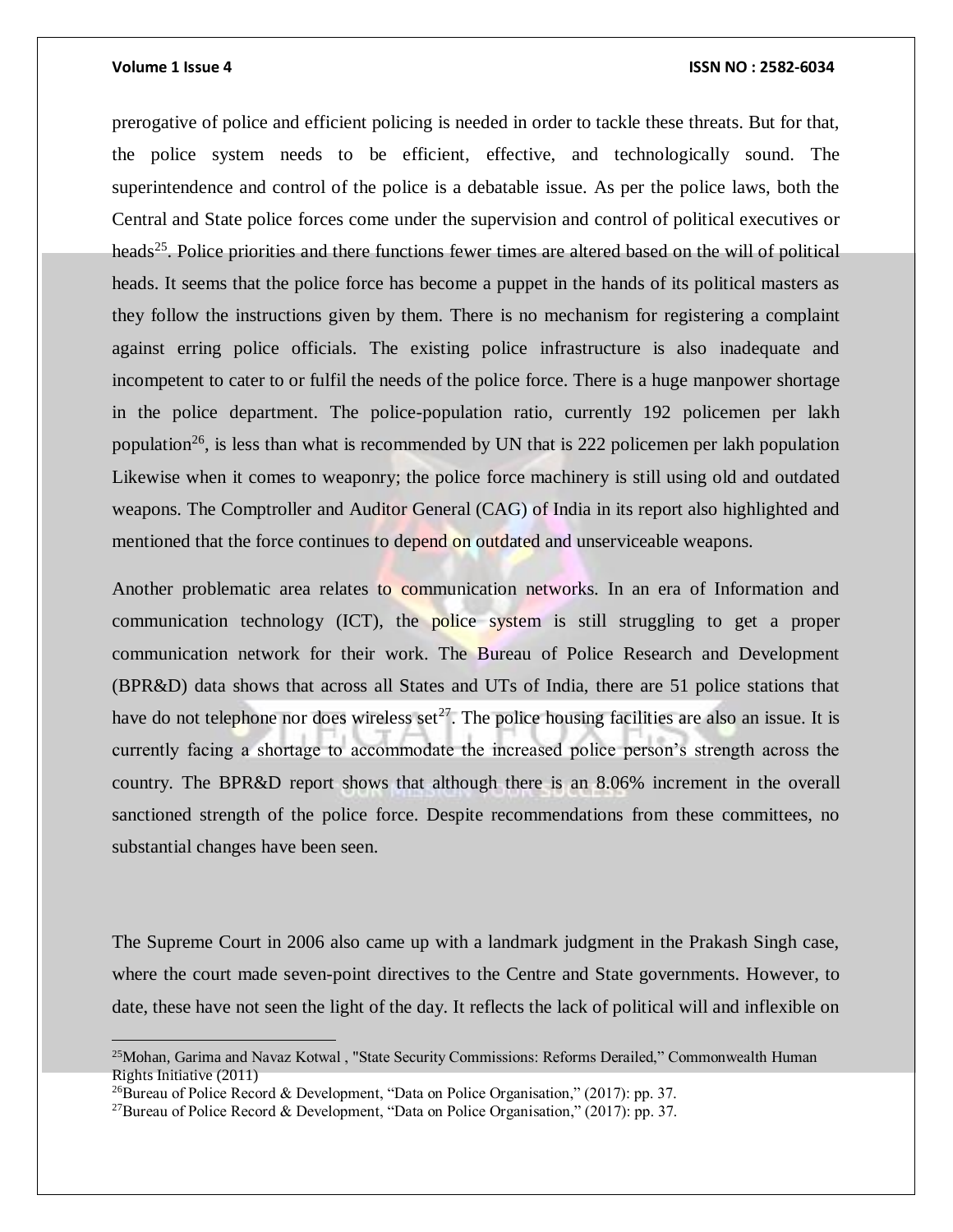prerogative of police and efficient policing is needed in order to tackle these threats. But for that, the police system needs to be efficient, effective, and technologically sound. The superintendence and control of the police is a debatable issue. As per the police laws, both the Central and State police forces come under the supervision and control of political executives or heads[25]. Police priorities and there functions fewer times are altered based on the will of political heads. It seems that the police force has become a puppet in the hands of its political masters as they follow the instructions given by them. There is no mechanism for registering a complaint against erring police officials. The existing police infrastructure is also inadequate and incompetent to cater to or fulfil the needs of the police force. There is a huge manpower shortage in the police department. The police-population ratio, currently 192 policemen per lakh population[26], is less than what is recommended by UN that is 222 policemen per lakh population Likewise when it comes to weaponry; the police force machinery is still using old and outdated weapons. The Comptroller and Auditor General (CAG) of India in its report also highlighted and mentioned that the force continues to depend on outdated and unserviceable weapons.

Another problematic area relates to communication networks. In an era of Information and communication technology (ICT), the police system is still struggling to get a proper communication network for their work. The Bureau of Police Research and Development (BPR&D) data shows that across all States and UTs of India, there are 51 police stations that have do not telephone nor does wireless set[27]. The police housing facilities are also an issue. It is currently facing a shortage to accommodate the increased police person's strength across the country. The BPR&D report shows that although there is an 8.06% increment in the overall sanctioned strength of the police force. Despite recommendations from these committees, no substantial changes have been seen.

The Supreme Court in 2006 also came up with a landmark judgment in the Prakash Singh case, where the court made seven-point directives to the Centre and State governments. However, to date, these have not seen the light of the day. It reflects the lack of political will and inflexible on

---

[25] Mohan, Garima and Navaz Kotwal , "State Security Commissions: Reforms Derailed," Commonwealth Human Rights Initiative (2011)

[26] Bureau of Police Record & Development, "Data on Police Organisation," (2017): pp. 37.

[27] Bureau of Police Record & Development, "Data on Police Organisation," (2017): pp. 37.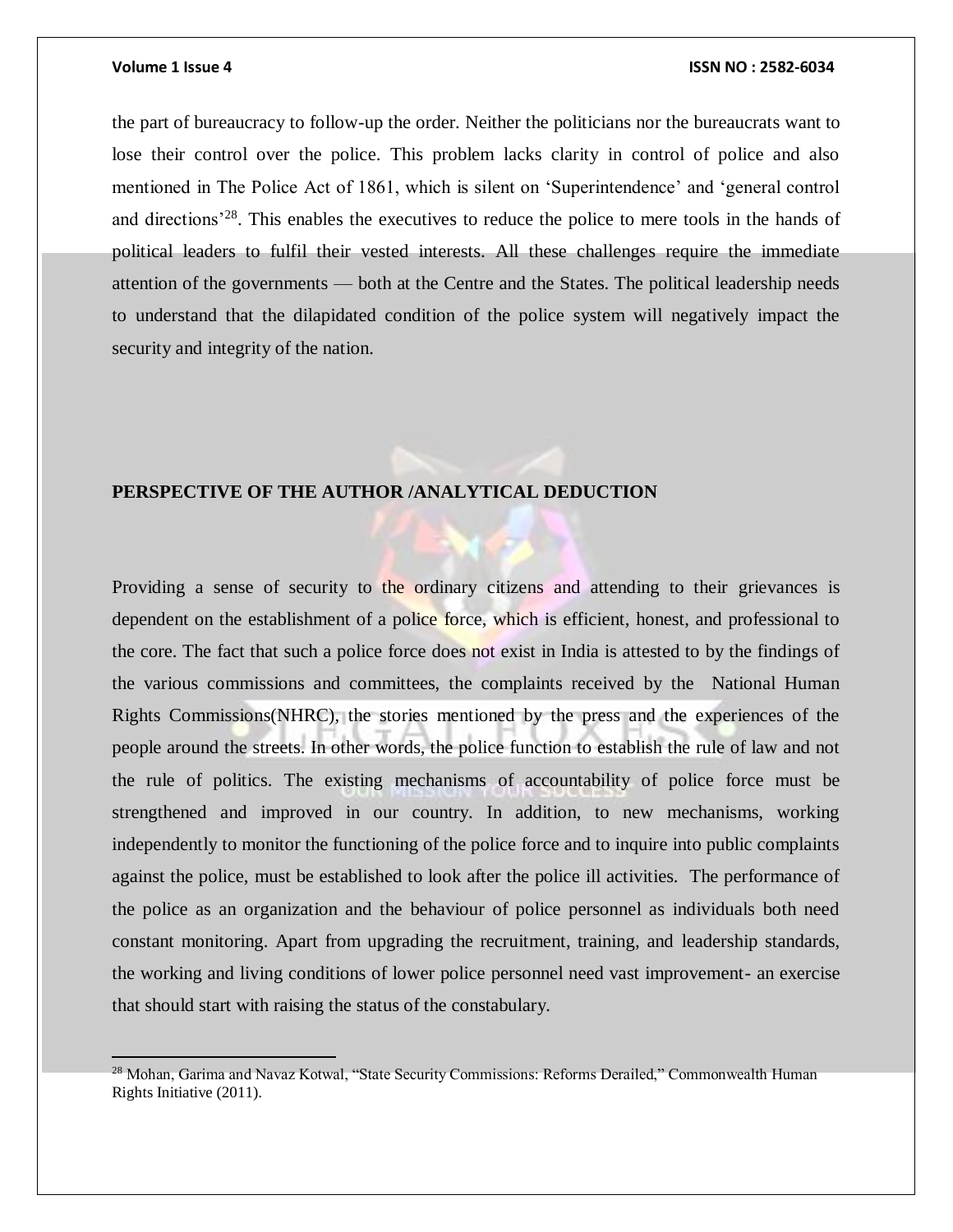the part of bureaucracy to follow-up the order. Neither the politicians nor the bureaucrats want to lose their control over the police. This problem lacks clarity in control of police and also mentioned in The Police Act of 1861, which is silent on 'Superintendence' and 'general control and directions'[28]. This enables the executives to reduce the police to mere tools in the hands of political leaders to fulfil their vested interests. All these challenges require the immediate attention of the governments — both at the Centre and the States. The political leadership needs to understand that the dilapidated condition of the police system will negatively impact the security and integrity of the nation.

## PERSPECTIVE OF THE AUTHOR /ANALYTICAL DEDUCTION

Providing a sense of security to the ordinary citizens and attending to their grievances is dependent on the establishment of a police force, which is efficient, honest, and professional to the core. The fact that such a police force does not exist in India is attested to by the findings of the various commissions and committees, the complaints received by the National Human Rights Commissions(NHRC), the stories mentioned by the press and the experiences of the people around the streets. In other words, the police function to establish the rule of law and not the rule of politics. The existing mechanisms of accountability of police force must be strengthened and improved in our country. In addition, to new mechanisms, working independently to monitor the functioning /of the police force and to inquire into public complaints against the police, must be established to look after the police ill activities. The performance of the police as an organization and the behaviour of police personnel as individuals both need constant monitoring. Apart from upgrading the recruitment, training, and leadership standards, the working and living conditions of lower police personnel need vast improvement- an exercise that should start with raising the status of the constabulary.

---

[28] Mohan, Garima and Navaz Kotwal, "State Security Commissions: Reforms Derailed," Commonwealth Human Rights Initiative (2011).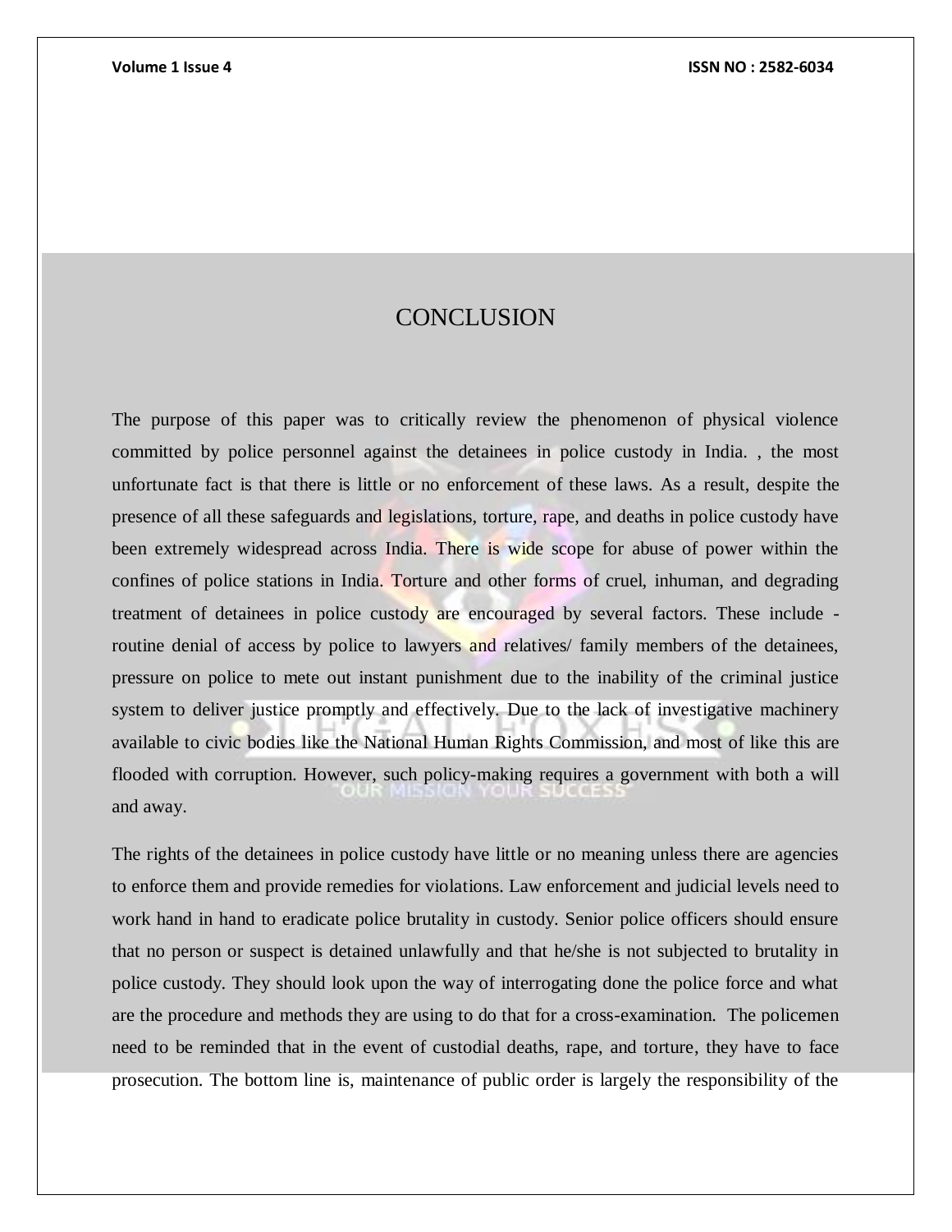# CONCLUSION

The purpose of this paper was to critically review the phenomenon of physical violence committed by police personnel against the detainees in police custody in India. , the most unfortunate fact is that there is little or no enforcement of these laws. As a result, despite the presence of all these safeguards and legislations, torture, rape, and deaths in police custody have been extremely widespread across India. There is wide scope for abuse of power within the confines of police stations in India. Torture and other forms of cruel, inhuman, and degrading treatment of detainees in police custody are encouraged by several factors. These include - routine denial of access by police to lawyers and relatives/ family members of the detainees, pressure on police to mete out instant punishment due to the inability of the criminal justice system to deliver justice promptly and effectively. Due to the lack of investigative machinery available to civic bodies like the National Human Rights Commission, and most of like this are flooded with corruption. However, such policy-making requires a government with both a will and away.

The rights of the detainees in police custody have little or no meaning unless there are agencies to enforce them and provide remedies for violations. Law enforcement and judicial levels need to work hand in hand to eradicate police brutality in custody. Senior police officers should ensure that no person or suspect is detained unlawfully and that he/she is not subjected to brutality in police custody. They should look upon the way of interrogating done the police force and what are the procedure and methods they are using to do that for a cross-examination. The policemen need to be reminded that in the event of custodial deaths, rape, and torture, they have to face prosecution. The bottom line is, maintenance of public order is largely the responsibility of the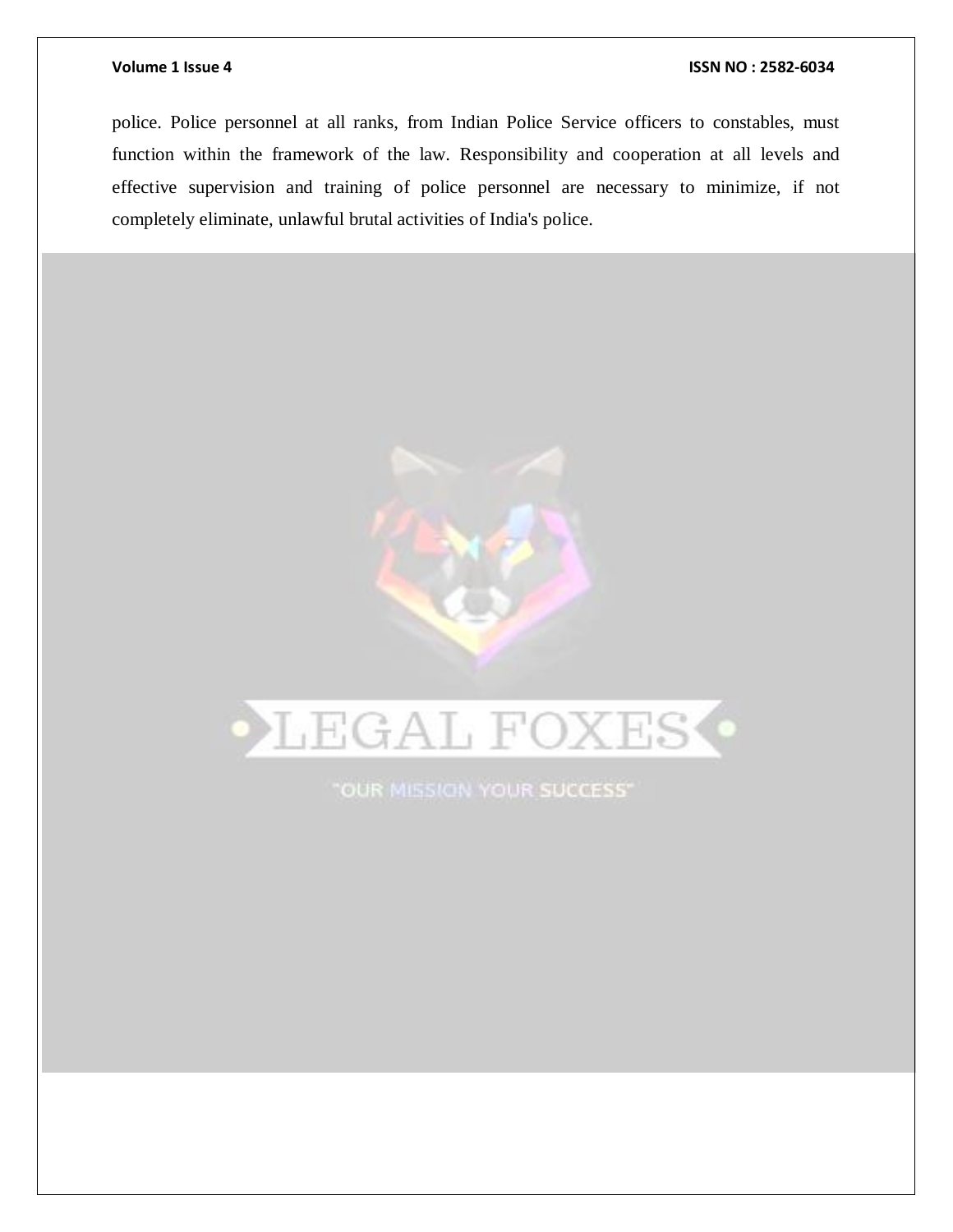police. Police personnel at all ranks, from Indian Police Service officers to constables, must function within the framework of the law. Responsibility and cooperation at all levels and effective supervision and training of police personnel are necessary to minimize, if not completely eliminate, unlawful brutal activities of India's police.